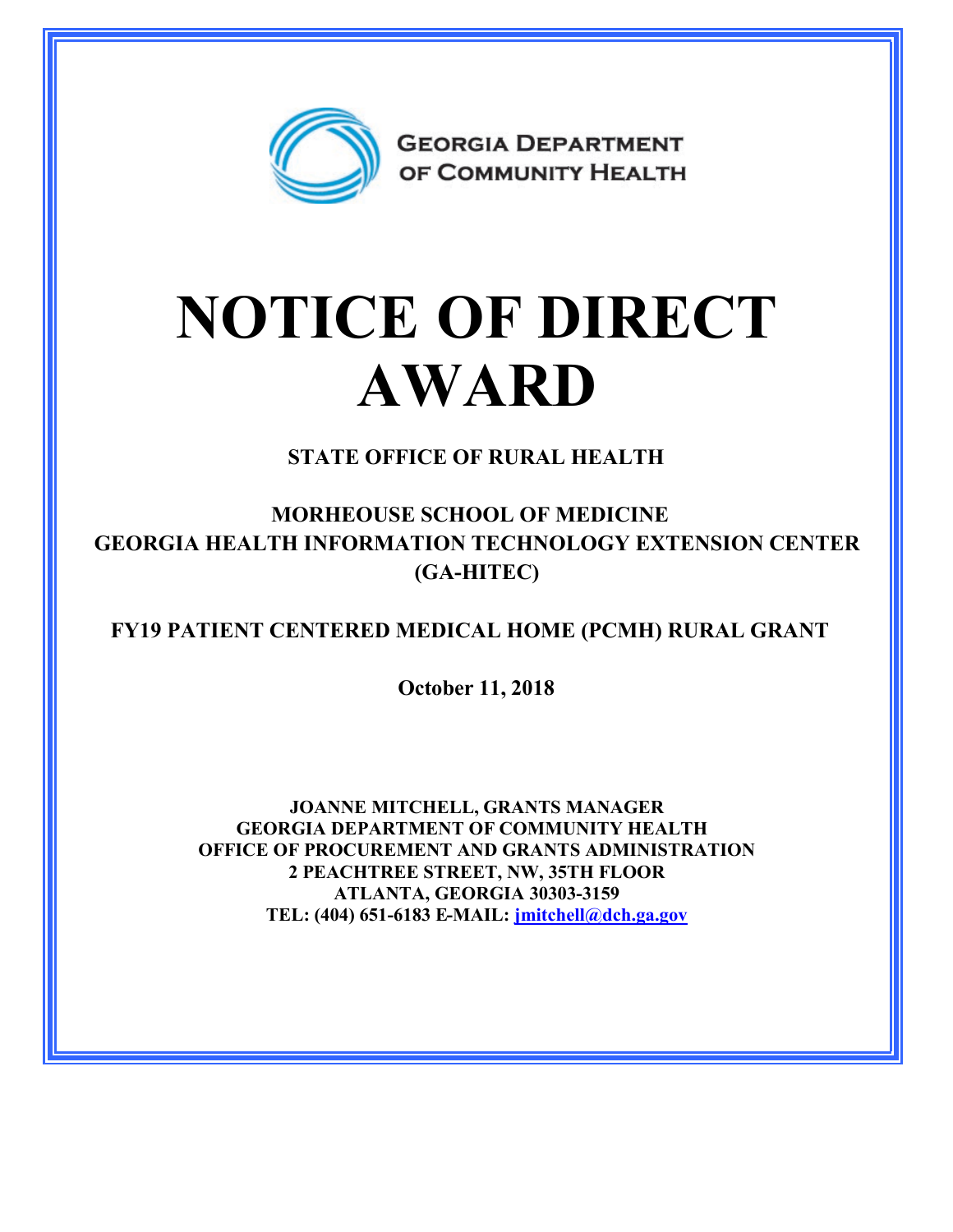GEORGIA DEPARTMENT OF COMMUNITY HEALTH

# NOTICE OF DIRECT AWARD

**STATE OFFICE OF RURAL HEALTH**

**MORHEOUSE SCHOOL OF MEDICINE**
**GEORGIA HEALTH INFORMATION TECHNOLOGY EXTENSION CENTER (GA-HITEC)**

**FY19 PATIENT CENTERED MEDICAL HOME (PCMH) RURAL GRANT**

**October 11, 2018**

**JOANNE MITCHELL, GRANTS MANAGER**
**GEORGIA DEPARTMENT OF COMMUNITY HEALTH**
**OFFICE OF PROCUREMENT AND GRANTS ADMINISTRATION**
**2 PEACHTREE STREET, NW, 35TH FLOOR**
**ATLANTA, GEORGIA 30303-3159**
**TEL: (404) 651-6183 E-MAIL: jmitchell@dch.ga.gov**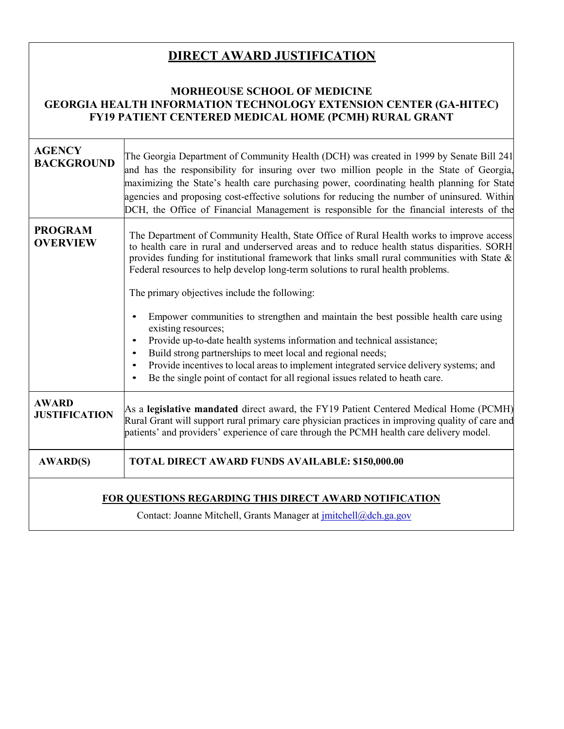# DIRECT AWARD JUSTIFICATION

## MORHEOUSE SCHOOL OF MEDICINE
## GEORGIA HEALTH INFORMATION TECHNOLOGY EXTENSION CENTER (GA-HITEC)
## FY19 PATIENT CENTERED MEDICAL HOME (PCMH) RURAL GRANT

| | |
|---|---|
| **AGENCY BACKGROUND** | The Georgia Department of Community Health (DCH) was created in 1999 by Senate Bill 241 and has the responsibility for insuring over two million people in the State of Georgia, maximizing the State's health care purchasing power, coordinating health planning for State agencies and proposing cost-effective solutions for reducing the number of uninsured. Within DCH, the Office of Financial Management is responsible for the financial interests of the |
| **PROGRAM OVERVIEW** | The Department of Community Health, State Office of Rural Health works to improve access to health care in rural and underserved areas and to reduce health status disparities. SORH provides funding for institutional framework that links small rural communities with State & Federal resources to help develop long-term solutions to rural health problems.<br><br>The primary objectives include the following:<br><br>• Empower communities to strengthen and maintain the best possible health care using existing resources;<br>• Provide up-to-date health systems information and technical assistance;<br>• Build strong partnerships to meet local and regional needs;<br>• Provide incentives to local areas to implement integrated service delivery systems; and<br>• Be the single point of contact for all regional issues related to heath care. |
| **AWARD JUSTIFICATION** | As a **legislative mandated** direct award, the FY19 Patient Centered Medical Home (PCMH) Rural Grant will support rural primary care physician practices in improving quality of care and patients' and providers' experience of care through the PCMH health care delivery model. |
| **AWARD(S)** | **TOTAL DIRECT AWARD FUNDS AVAILABLE: $150,000.00** |

**FOR QUESTIONS REGARDING THIS DIRECT AWARD NOTIFICATION**

Contact: Joanne Mitchell, Grants Manager at jmitchell@dch.ga.gov